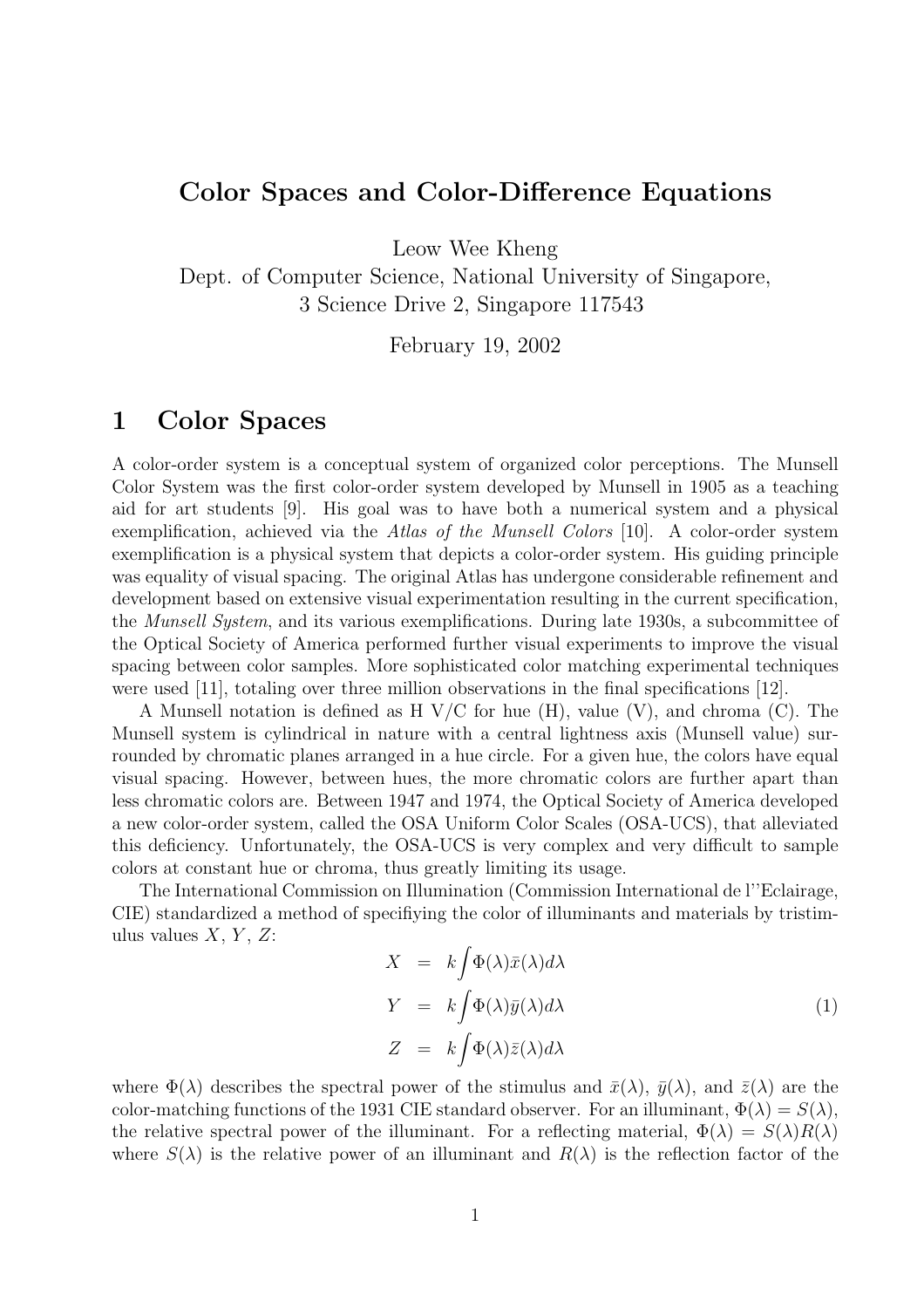# Color Spaces and Color-Difference Equations

Leow Wee Kheng
Dept. of Computer Science, National University of Singapore,
3 Science Drive 2, Singapore 117543

February 19, 2002

## 1 Color Spaces

A color-order system is a conceptual system of organized color perceptions. The Munsell Color System was the first color-order system developed by Munsell in 1905 as a teaching aid for art students [9]. His goal was to have both a numerical system and a physical exemplification, achieved via the *Atlas of the Munsell Colors* [10]. A color-order system exemplification is a physical system that depicts a color-order system. His guiding principle was equality of visual spacing. The original Atlas has undergone considerable refinement and development based on extensive visual experimentation resulting in the current specification, the *Munsell System*, and its various exemplifications. During late 1930s, a subcommittee of the Optical Society of America performed further visual experiments to improve the visual spacing between color samples. More sophisticated color matching experimental techniques were used [11], totaling over three million observations in the final specifications [12].

A Munsell notation is defined as H V/C for hue (H), value (V), and chroma (C). The Munsell system is cylindrical in nature with a central lightness axis (Munsell value) surrounded by chromatic planes arranged in a hue circle. For a given hue, the colors have equal visual spacing. However, between hues, the more chromatic colors are further apart than less chromatic colors are. Between 1947 and 1974, the Optical Society of America developed a new color-order system, called the OSA Uniform Color Scales (OSA-UCS), that alleviated this deficiency. Unfortunately, the OSA-UCS is very complex and very difficult to sample colors at constant hue or chroma, thus greatly limiting its usage.

The International Commission on Illumination (Commission International de l''Eclairage, CIE) standardized a method of specifiying the color of illuminants and materials by tristimulus values $X$, $Y$, $Z$:

$$
\begin{aligned}
X &= k\int \Phi(\lambda)\bar{x}(\lambda)d\lambda \\
Y &= k\int \Phi(\lambda)\bar{y}(\lambda)d\lambda \\
Z &= k\int \Phi(\lambda)\bar{z}(\lambda)d\lambda
\end{aligned}
\tag{1}
$$

where $\Phi(\lambda)$ describes the spectral power of the stimulus and $\bar{x}(\lambda)$, $\bar{y}(\lambda)$, and $\bar{z}(\lambda)$ are the color-matching functions of the 1931 CIE standard observer. For an illuminant, $\Phi(\lambda) = S(\lambda)$, the relative spectral power of the illuminant. For a reflecting material, $\Phi(\lambda) = S(\lambda)R(\lambda)$ where $S(\lambda)$ is the relative power of an illuminant and $R(\lambda)$ is the reflection factor of the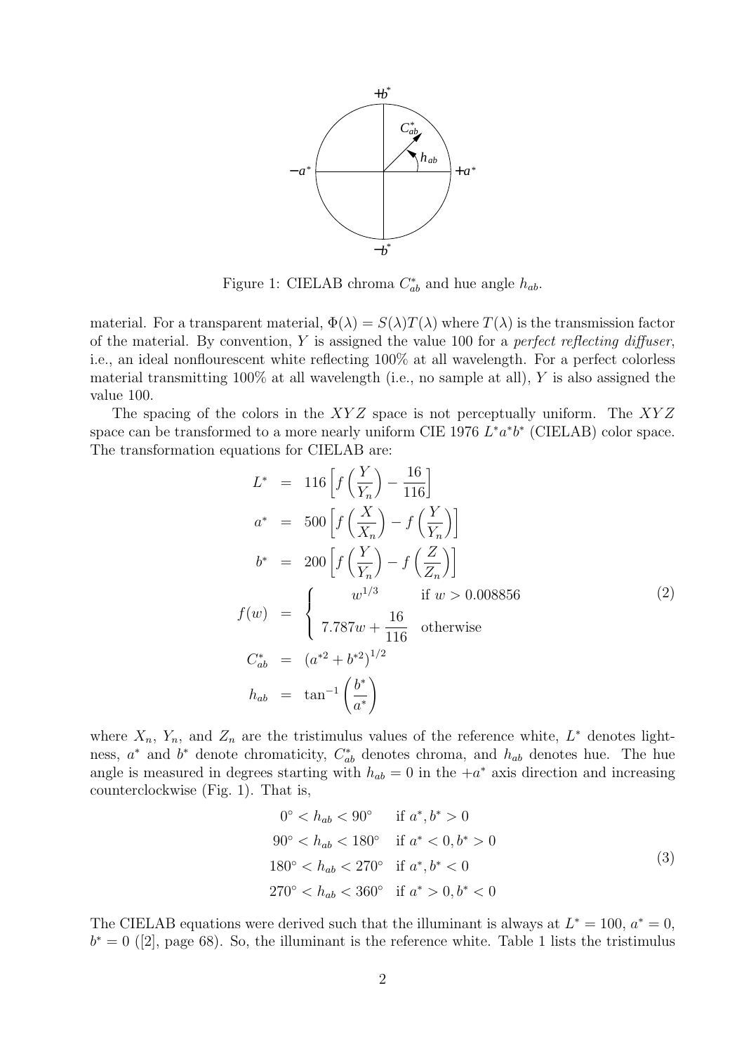Figure 1: CIELAB chroma $C^*_{ab}$ and hue angle $h_{ab}$.

material. For a transparent material, $\Phi(\lambda) = S(\lambda)T(\lambda)$ where $T(\lambda)$ is the transmission factor of the material. By convention, $Y$ is assigned the value 100 for a *perfect reflecting diffuser*, i.e., an ideal nonflourescent white reflecting 100% at all wavelength. For a perfect colorless material transmitting 100% at all wavelength (i.e., no sample at all), $Y$ is also assigned the value 100.

The spacing of the colors in the $XYZ$ space is not perceptually uniform. The $XYZ$ space can be transformed to a more nearly uniform CIE 1976 $L^*a^*b^*$ (CIELAB) color space. The transformation equations for CIELAB are:

$$
\begin{aligned}
L^* &= 116\left[f\left(\frac{Y}{Y_n}\right) - \frac{16}{116}\right] \\
a^* &= 500\left[f\left(\frac{X}{X_n}\right) - f\left(\frac{Y}{Y_n}\right)\right] \\
b^* &= 200\left[f\left(\frac{Y}{Y_n}\right) - f\left(\frac{Z}{Z_n}\right)\right] \\
f(w) &= \begin{cases} w^{1/3} & \text{if } w > 0.008856 \\ 7.787w + \dfrac{16}{116} & \text{otherwise} \end{cases} \\
C^*_{ab} &= \left(a^{*2} + b^{*2}\right)^{1/2} \\
h_{ab} &= \tan^{-1}\left(\frac{b^*}{a^*}\right)
\end{aligned}
\tag{2}
$$

where $X_n$, $Y_n$, and $Z_n$ are the tristimulus values of the reference white, $L^*$ denotes lightness, $a^*$ and $b^*$ denote chromaticity, $C^*_{ab}$ denotes chroma, and $h_{ab}$ denotes hue. The hue angle is measured in degrees starting with $h_{ab} = 0$ in the $+a^*$ axis direction and increasing counterclockwise (Fig. 1). That is,

$$
\begin{aligned}
&0^\circ < h_{ab} < 90^\circ && \text{if } a^*, b^* > 0 \\
&90^\circ < h_{ab} < 180^\circ && \text{if } a^* < 0, b^* > 0 \\
&180^\circ < h_{ab} < 270^\circ && \text{if } a^*, b^* < 0 \\
&270^\circ < h_{ab} < 360^\circ && \text{if } a^* > 0, b^* < 0
\end{aligned}
\tag{3}
$$

The CIELAB equations were derived such that the illuminant is always at $L^* = 100$, $a^* = 0$, $b^* = 0$ ([2], page 68). So, the illuminant is the reference white. Table 1 lists the tristimulus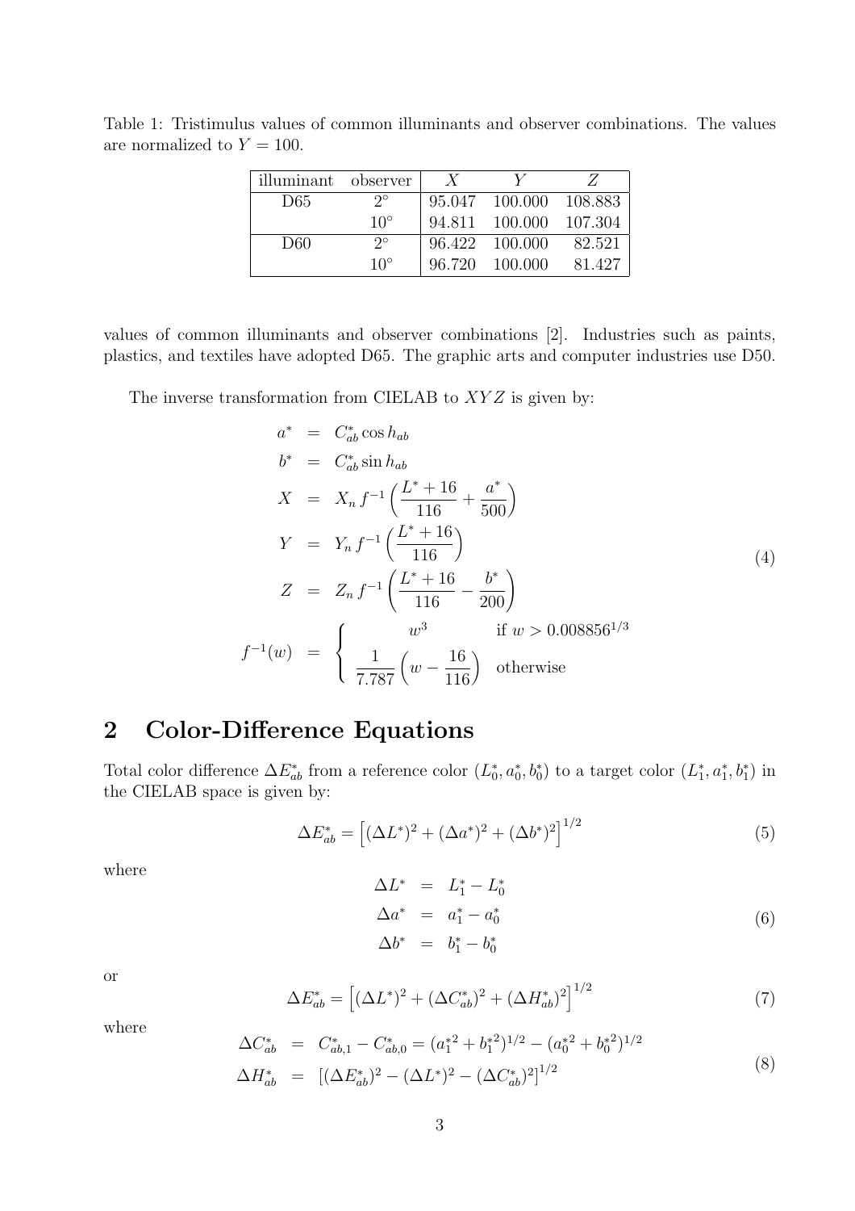Table 1: Tristimulus values of common illuminants and observer combinations. The values are normalized to $Y = 100$.

| illuminant | observer | $X$ | $Y$ | $Z$ |
|---|---|---|---|---|
| D65 | $2^\circ$ | 95.047 | 100.000 | 108.883 |
| | $10^\circ$ | 94.811 | 100.000 | 107.304 |
| D60 | $2^\circ$ | 96.422 | 100.000 | 82.521 |
| | $10^\circ$ | 96.720 | 100.000 | 81.427 |

values of common illuminants and observer combinations [2]. Industries such as paints, plastics, and textiles have adopted D65. The graphic arts and computer industries use D50.

The inverse transformation from CIELAB to $XYZ$ is given by:

$$
\begin{aligned}
a^* &= C^*_{ab} \cos h_{ab} \\
b^* &= C^*_{ab} \sin h_{ab} \\
X &= X_n \, f^{-1}\left(\frac{L^* + 16}{116} + \frac{a^*}{500}\right) \\
Y &= Y_n \, f^{-1}\left(\frac{L^* + 16}{116}\right) \\
Z &= Z_n \, f^{-1}\left(\frac{L^* + 16}{116} - \frac{b^*}{200}\right) \\
f^{-1}(w) &= \begin{cases} w^3 & \text{if } w > 0.008856^{1/3} \\ \dfrac{1}{7.787}\left(w - \dfrac{16}{116}\right) & \text{otherwise} \end{cases}
\end{aligned}
\tag{4}
$$

## 2 Color-Difference Equations

Total color difference $\Delta E^*_{ab}$ from a reference color $(L^*_0, a^*_0, b^*_0)$ to a target color $(L^*_1, a^*_1, b^*_1)$ in the CIELAB space is given by:

$$
\Delta E^*_{ab} = \left[(\Delta L^*)^2 + (\Delta a^*)^2 + (\Delta b^*)^2\right]^{1/2} \tag{5}
$$

where

$$
\begin{aligned}
\Delta L^* &= L^*_1 - L^*_0 \\
\Delta a^* &= a^*_1 - a^*_0 \\
\Delta b^* &= b^*_1 - b^*_0
\end{aligned}
\tag{6}
$$

or

$$
\Delta E^*_{ab} = \left[(\Delta L^*)^2 + (\Delta C^*_{ab})^2 + (\Delta H^*_{ab})^2\right]^{1/2} \tag{7}
$$

where

$$
\begin{aligned}
\Delta C^*_{ab} &= C^*_{ab,1} - C^*_{ab,0} = ({a^*_1}^2 + {b^*_1}^2)^{1/2} - ({a^*_0}^2 + {b^*_0}^2)^{1/2} \\
\Delta H^*_{ab} &= [(\Delta E^*_{ab})^2 - (\Delta L^*)^2 - (\Delta C^*_{ab})^2]^{1/2}
\end{aligned}
\tag{8}
$$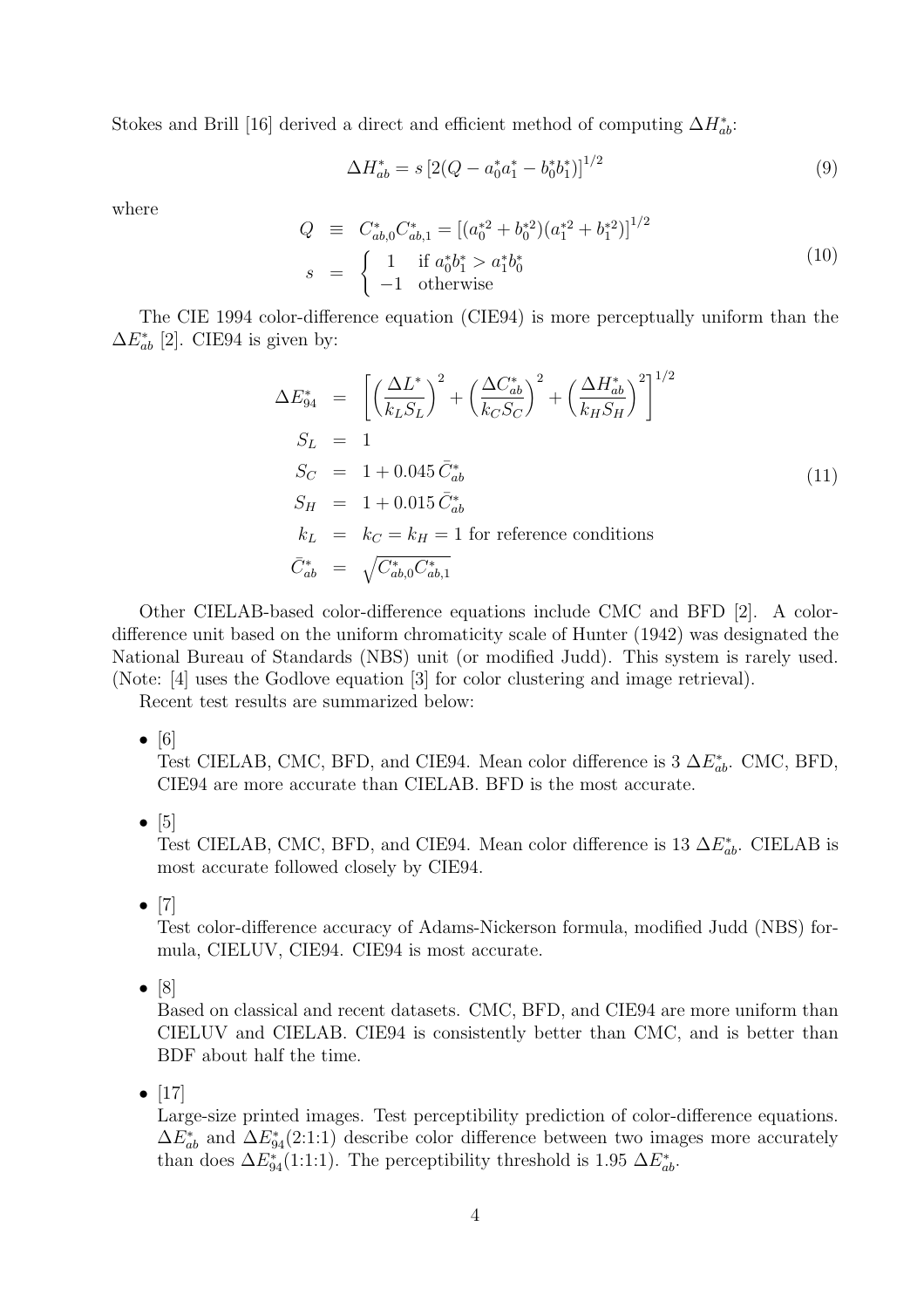Stokes and Brill [16] derived a direct and efficient method of computing $\Delta H^*_{ab}$:

$$\Delta H^*_{ab} = s\left[2(Q - a^*_0 a^*_1 - b^*_0 b^*_1)\right]^{1/2} \tag{9}$$

where

$$\begin{aligned} Q &\equiv C^*_{ab,0} C^*_{ab,1} = \left[(a^{*2}_0 + b^{*2}_0)(a^{*2}_1 + b^{*2}_1)\right]^{1/2} \\ s &= \begin{cases} 1 & \text{if } a^*_0 b^*_1 > a^*_1 b^*_0 \\ -1 & \text{otherwise} \end{cases} \end{aligned} \tag{10}$$

The CIE 1994 color-difference equation (CIE94) is more perceptually uniform than the $\Delta E^*_{ab}$ [2]. CIE94 is given by:

$$\begin{aligned} \Delta E^*_{94} &= \left[\left(\frac{\Delta L^*}{k_L S_L}\right)^2 + \left(\frac{\Delta C^*_{ab}}{k_C S_C}\right)^2 + \left(\frac{\Delta H^*_{ab}}{k_H S_H}\right)^2\right]^{1/2} \\ S_L &= 1 \\ S_C &= 1 + 0.045\,\bar{C}^*_{ab} \\ S_H &= 1 + 0.015\,\bar{C}^*_{ab} \\ k_L &= k_C = k_H = 1 \text{ for reference conditions} \\ \bar{C}^*_{ab} &= \sqrt{C^*_{ab,0} C^*_{ab,1}} \end{aligned} \tag{11}$$

Other CIELAB-based color-difference equations include CMC and BFD [2]. A color-difference unit based on the uniform chromaticity scale of Hunter (1942) was designated the National Bureau of Standards (NBS) unit (or modified Judd). This system is rarely used. (Note: [4] uses the Godlove equation [3] for color clustering and image retrieval).

Recent test results are summarized below:

- [6]
  Test CIELAB, CMC, BFD, and CIE94. Mean color difference is 3 $\Delta E^*_{ab}$. CMC, BFD, CIE94 are more accurate than CIELAB. BFD is the most accurate.
- [5]
  Test CIELAB, CMC, BFD, and CIE94. Mean color difference is 13 $\Delta E^*_{ab}$. CIELAB is most accurate followed closely by CIE94.
- [7]
  Test color-difference accuracy of Adams-Nickerson formula, modified Judd (NBS) formula, CIELUV, CIE94. CIE94 is most accurate.
- [8]
  Based on classical and recent datasets. CMC, BFD, and CIE94 are more uniform than CIELUV and CIELAB. CIE94 is consistently better than CMC, and is better than BDF about half the time.
- [17]
  Large-size printed images. Test perceptibility prediction of color-difference equations. $\Delta E^*_{ab}$ and $\Delta E^*_{94}$(2:1:1) describe color difference between two images more accurately than does $\Delta E^*_{94}$(1:1:1). The perceptibility threshold is 1.95 $\Delta E^*_{ab}$.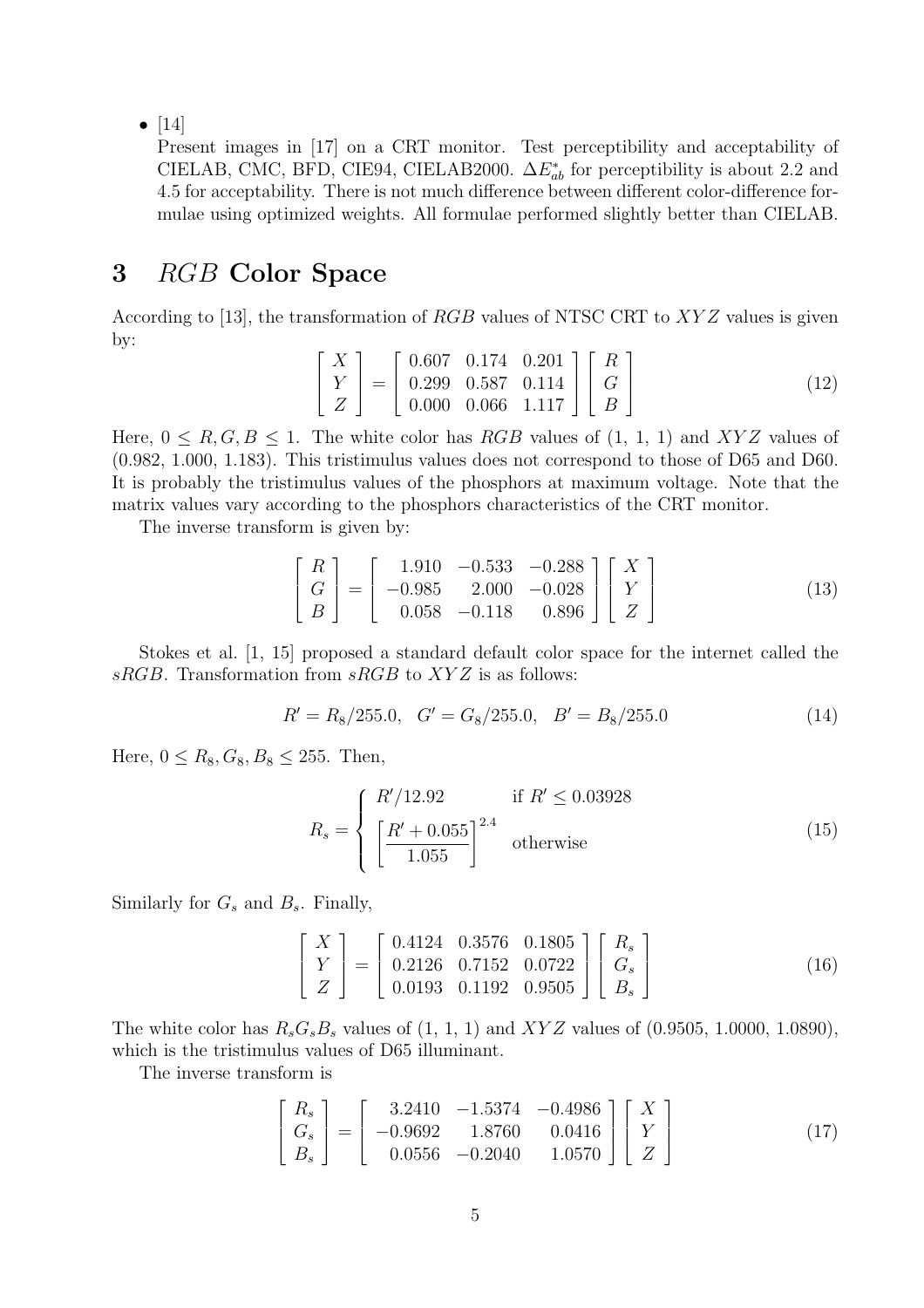- [14]
  Present images in [17] on a CRT monitor. Test perceptibility and acceptability of CIELAB, CMC, BFD, CIE94, CIELAB2000. $\Delta E^*_{ab}$ for perceptibility is about 2.2 and 4.5 for acceptability. There is not much difference between different color-difference formulae using optimized weights. All formulae performed slightly better than CIELAB.

# 3 $RGB$ Color Space

According to [13], the transformation of $RGB$ values of NTSC CRT to $XYZ$ values is given by:

$$\begin{bmatrix} X \\ Y \\ Z \end{bmatrix} = \begin{bmatrix} 0.607 & 0.174 & 0.201 \\ 0.299 & 0.587 & 0.114 \\ 0.000 & 0.066 & 1.117 \end{bmatrix} \begin{bmatrix} R \\ G \\ B \end{bmatrix} \tag{12}$$

Here, $0 \leq R, G, B \leq 1$. The white color has $RGB$ values of (1, 1, 1) and $XYZ$ values of (0.982, 1.000, 1.183). This tristimulus values does not correspond to those of D65 and D60. It is probably the tristimulus values of the phosphors at maximum voltage. Note that the matrix values vary according to the phosphors characteristics of the CRT monitor.

The inverse transform is given by:

$$\begin{bmatrix} R \\ G \\ B \end{bmatrix} = \begin{bmatrix} 1.910 & -0.533 & -0.288 \\ -0.985 & 2.000 & -0.028 \\ 0.058 & -0.118 & 0.896 \end{bmatrix} \begin{bmatrix} X \\ Y \\ Z \end{bmatrix} \tag{13}$$

Stokes et al. [1, 15] proposed a standard default color space for the internet called the $sRGB$. Transformation from $sRGB$ to $XYZ$ is as follows:

$$R' = R_8/255.0, \quad G' = G_8/255.0, \quad B' = B_8/255.0 \tag{14}$$

Here, $0 \leq R_8, G_8, B_8 \leq 255$. Then,

$$R_s = \begin{cases} R'/12.92 & \text{if } R' \leq 0.03928 \\ \left[\dfrac{R' + 0.055}{1.055}\right]^{2.4} & \text{otherwise} \end{cases} \tag{15}$$

Similarly for $G_s$ and $B_s$. Finally,

$$\begin{bmatrix} X \\ Y \\ Z \end{bmatrix} = \begin{bmatrix} 0.4124 & 0.3576 & 0.1805 \\ 0.2126 & 0.7152 & 0.0722 \\ 0.0193 & 0.1192 & 0.9505 \end{bmatrix} \begin{bmatrix} R_s \\ G_s \\ B_s \end{bmatrix} \tag{16}$$

The white color has $R_sG_sB_s$ values of (1, 1, 1) and $XYZ$ values of (0.9505, 1.0000, 1.0890), which is the tristimulus values of D65 illuminant.

The inverse transform is

$$\begin{bmatrix} R_s \\ G_s \\ B_s \end{bmatrix} = \begin{bmatrix} 3.2410 & -1.5374 & -0.4986 \\ -0.9692 & 1.8760 & 0.0416 \\ 0.0556 & -0.2040 & 1.0570 \end{bmatrix} \begin{bmatrix} X \\ Y \\ Z \end{bmatrix} \tag{17}$$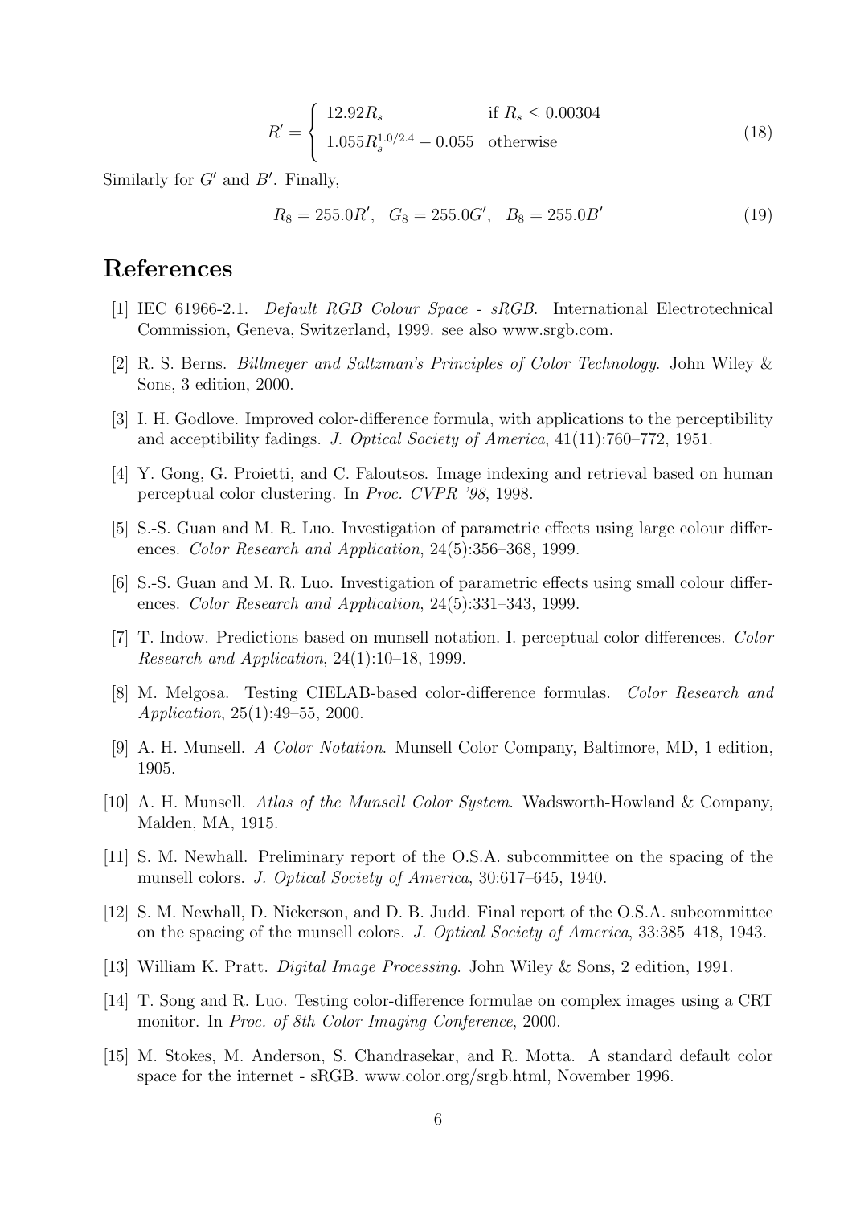$$R' = \begin{cases} 12.92 R_s & \text{if } R_s \leq 0.00304 \\ 1.055 R_s^{1.0/2.4} - 0.055 & \text{otherwise} \end{cases} \tag{18}$$

Similarly for $G'$ and $B'$. Finally,

$$R_8 = 255.0R', \quad G_8 = 255.0G', \quad B_8 = 255.0B' \tag{19}$$

# References

[1] IEC 61966-2.1. *Default RGB Colour Space - sRGB*. International Electrotechnical Commission, Geneva, Switzerland, 1999. see also www.srgb.com.

[2] R. S. Berns. *Billmeyer and Saltzman's Principles of Color Technology*. John Wiley & Sons, 3 edition, 2000.

[3] I. H. Godlove. Improved color-difference formula, with applications to the perceptibility and acceptibility fadings. *J. Optical Society of America*, 41(11):760–772, 1951.

[4] Y. Gong, G. Proietti, and C. Faloutsos. Image indexing and retrieval based on human perceptual color clustering. In *Proc. CVPR '98*, 1998.

[5] S.-S. Guan and M. R. Luo. Investigation of parametric effects using large colour differences. *Color Research and Application*, 24(5):356–368, 1999.

[6] S.-S. Guan and M. R. Luo. Investigation of parametric effects using small colour differences. *Color Research and Application*, 24(5):331–343, 1999.

[7] T. Indow. Predictions based on munsell notation. I. perceptual color differences. *Color Research and Application*, 24(1):10–18, 1999.

[8] M. Melgosa. Testing CIELAB-based color-difference formulas. *Color Research and Application*, 25(1):49–55, 2000.

[9] A. H. Munsell. *A Color Notation*. Munsell Color Company, Baltimore, MD, 1 edition, 1905.

[10] A. H. Munsell. *Atlas of the Munsell Color System*. Wadsworth-Howland & Company, Malden, MA, 1915.

[11] S. M. Newhall. Preliminary report of the O.S.A. subcommittee on the spacing of the munsell colors. *J. Optical Society of America*, 30:617–645, 1940.

[12] S. M. Newhall, D. Nickerson, and D. B. Judd. Final report of the O.S.A. subcommittee on the spacing of the munsell colors. *J. Optical Society of America*, 33:385–418, 1943.

[13] William K. Pratt. *Digital Image Processing*. John Wiley & Sons, 2 edition, 1991.

[14] T. Song and R. Luo. Testing color-difference formulae on complex images using a CRT monitor. In *Proc. of 8th Color Imaging Conference*, 2000.

[15] M. Stokes, M. Anderson, S. Chandrasekar, and R. Motta. A standard default color space for the internet - sRGB. www.color.org/srgb.html, November 1996.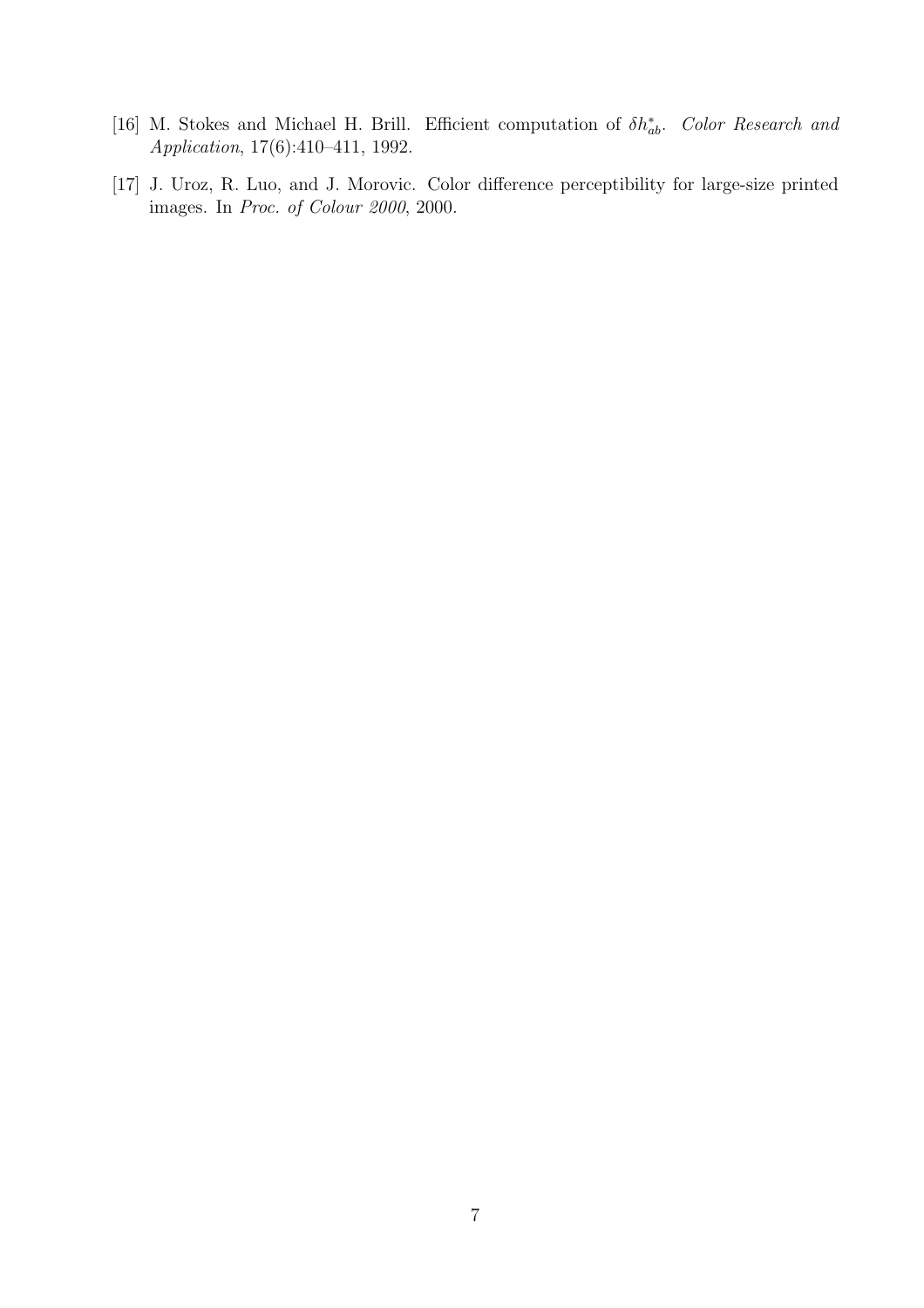[16] M. Stokes and Michael H. Brill. Efficient computation of $\delta h^*_{ab}$. *Color Research and Application*, 17(6):410–411, 1992.

[17] J. Uroz, R. Luo, and J. Morovic. Color difference perceptibility for large-size printed images. In *Proc. of Colour 2000*, 2000.